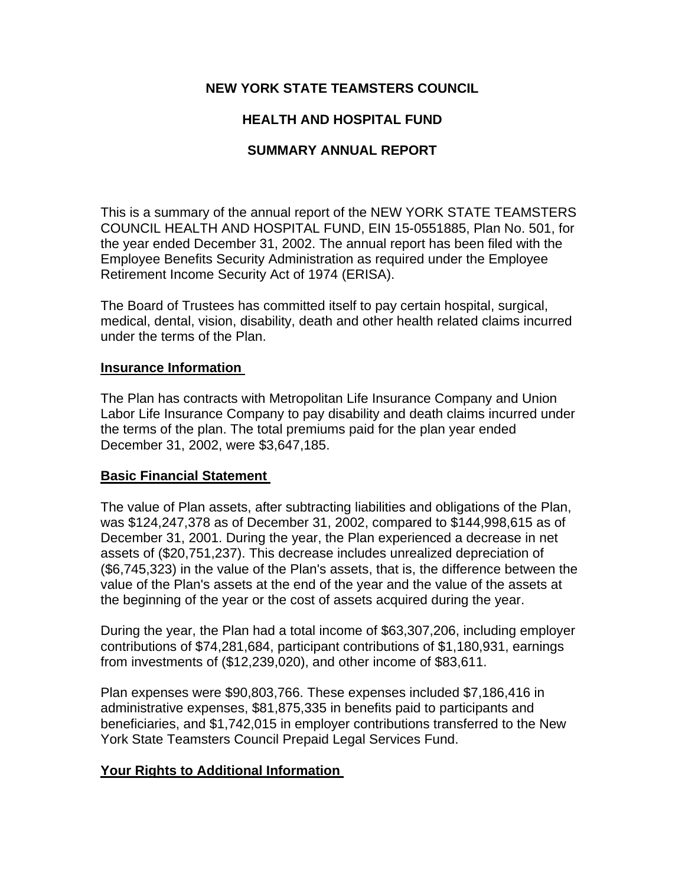# NEW YORK STATE TEAMSTERS COUNCIL

# HEALTH AND HOSPITAL FUND

# SUMMARY ANNUAL REPORT

This is a summary of the annual report of the NEW YORK STATE TEAMSTERS COUNCIL HEALTH AND HOSPITAL FUND, EIN 15-0551885, Plan No. 501, for the year ended December 31, 2002. The annual report has been filed with the Employee Benefits Security Administration as required under the Employee Retirement Income Security Act of 1974 (ERISA).

The Board of Trustees has committed itself to pay certain hospital, surgical, medical, dental, vision, disability, death and other health related claims incurred under the terms of the Plan.

## Insurance Information

The Plan has contracts with Metropolitan Life Insurance Company and Union Labor Life Insurance Company to pay disability and death claims incurred under the terms of the plan. The total premiums paid for the plan year ended December 31, 2002, were $3,647,185.

## Basic Financial Statement

The value of Plan assets, after subtracting liabilities and obligations of the Plan, was $124,247,378 as of December 31, 2002, compared to $144,998,615 as of December 31, 2001. During the year, the Plan experienced a decrease in net assets of ($20,751,237). This decrease includes unrealized depreciation of ($6,745,323) in the value of the Plan's assets, that is, the difference between the value of the Plan's assets at the end of the year and the value of the assets at the beginning of the year or the cost of assets acquired during the year.

During the year, the Plan had a total income of $63,307,206, including employer contributions of $74,281,684, participant contributions of $1,180,931, earnings from investments of ($12,239,020), and other income of $83,611.

Plan expenses were $90,803,766. These expenses included $7,186,416 in administrative expenses, $81,875,335 in benefits paid to participants and beneficiaries, and $1,742,015 in employer contributions transferred to the New York State Teamsters Council Prepaid Legal Services Fund.

## Your Rights to Additional Information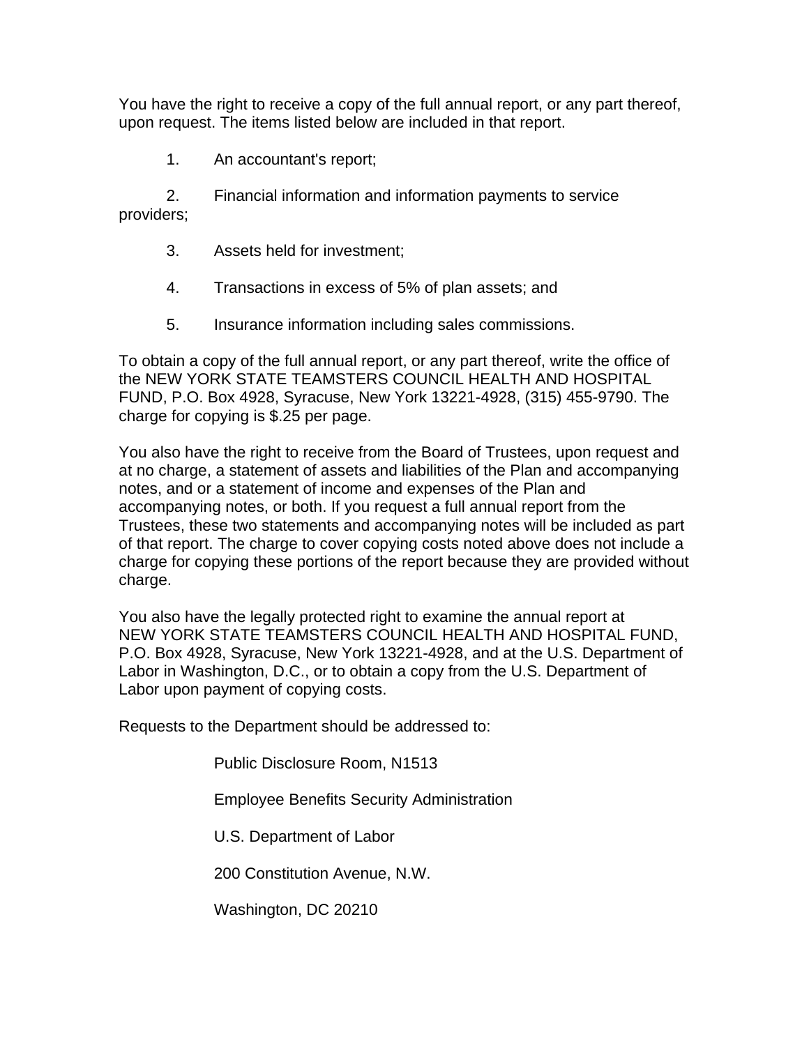You have the right to receive a copy of the full annual report, or any part thereof, upon request. The items listed below are included in that report.

1. An accountant's report;

2. Financial information and information payments to service providers;

3. Assets held for investment;

4. Transactions in excess of 5% of plan assets; and

5. Insurance information including sales commissions.

To obtain a copy of the full annual report, or any part thereof, write the office of the NEW YORK STATE TEAMSTERS COUNCIL HEALTH AND HOSPITAL FUND, P.O. Box 4928, Syracuse, New York 13221-4928, (315) 455-9790. The charge for copying is $.25 per page.

You also have the right to receive from the Board of Trustees, upon request and at no charge, a statement of assets and liabilities of the Plan and accompanying notes, and or a statement of income and expenses of the Plan and accompanying notes, or both. If you request a full annual report from the Trustees, these two statements and accompanying notes will be included as part of that report. The charge to cover copying costs noted above does not include a charge for copying these portions of the report because they are provided without charge.

You also have the legally protected right to examine the annual report at NEW YORK STATE TEAMSTERS COUNCIL HEALTH AND HOSPITAL FUND, P.O. Box 4928, Syracuse, New York 13221-4928, and at the U.S. Department of Labor in Washington, D.C., or to obtain a copy from the U.S. Department of Labor upon payment of copying costs.

Requests to the Department should be addressed to:

Public Disclosure Room, N1513

Employee Benefits Security Administration

U.S. Department of Labor

200 Constitution Avenue, N.W.

Washington, DC 20210